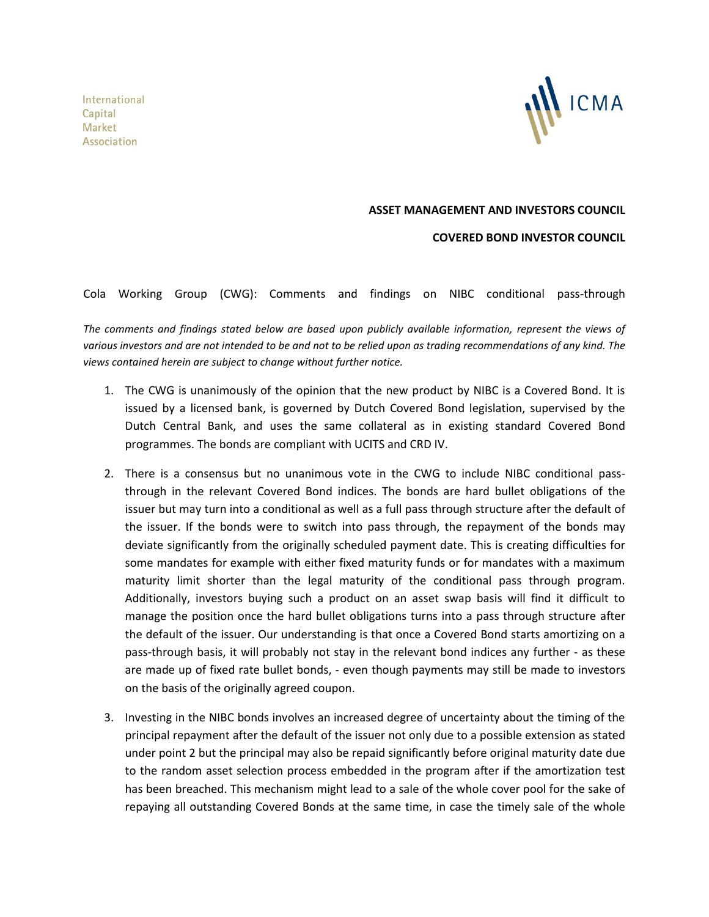International
Capital
Market
Association

ICMA

**ASSET MANAGEMENT AND INVESTORS COUNCIL**

**COVERED BOND INVESTOR COUNCIL**

Cola Working Group (CWG): Comments and findings on NIBC conditional pass-through

*The comments and findings stated below are based upon publicly available information, represent the views of various investors and are not intended to be and not to be relied upon as trading recommendations of any kind. The views contained herein are subject to change without further notice.*

1. The CWG is unanimously of the opinion that the new product by NIBC is a Covered Bond. It is issued by a licensed bank, is governed by Dutch Covered Bond legislation, supervised by the Dutch Central Bank, and uses the same collateral as in existing standard Covered Bond programmes. The bonds are compliant with UCITS and CRD IV.

2. There is a consensus but no unanimous vote in the CWG to include NIBC conditional pass-through in the relevant Covered Bond indices. The bonds are hard bullet obligations of the issuer but may turn into a conditional as well as a full pass through structure after the default of the issuer. If the bonds were to switch into pass through, the repayment of the bonds may deviate significantly from the originally scheduled payment date. This is creating difficulties for some mandates for example with either fixed maturity funds or for mandates with a maximum maturity limit shorter than the legal maturity of the conditional pass through program. Additionally, investors buying such a product on an asset swap basis will find it difficult to manage the position once the hard bullet obligations turns into a pass through structure after the default of the issuer. Our understanding is that once a Covered Bond starts amortizing on a pass-through basis, it will probably not stay in the relevant bond indices any further - as these are made up of fixed rate bullet bonds, - even though payments may still be made to investors on the basis of the originally agreed coupon.

3. Investing in the NIBC bonds involves an increased degree of uncertainty about the timing of the principal repayment after the default of the issuer not only due to a possible extension as stated under point 2 but the principal may also be repaid significantly before original maturity date due to the random asset selection process embedded in the program after if the amortization test has been breached. This mechanism might lead to a sale of the whole cover pool for the sake of repaying all outstanding Covered Bonds at the same time, in case the timely sale of the whole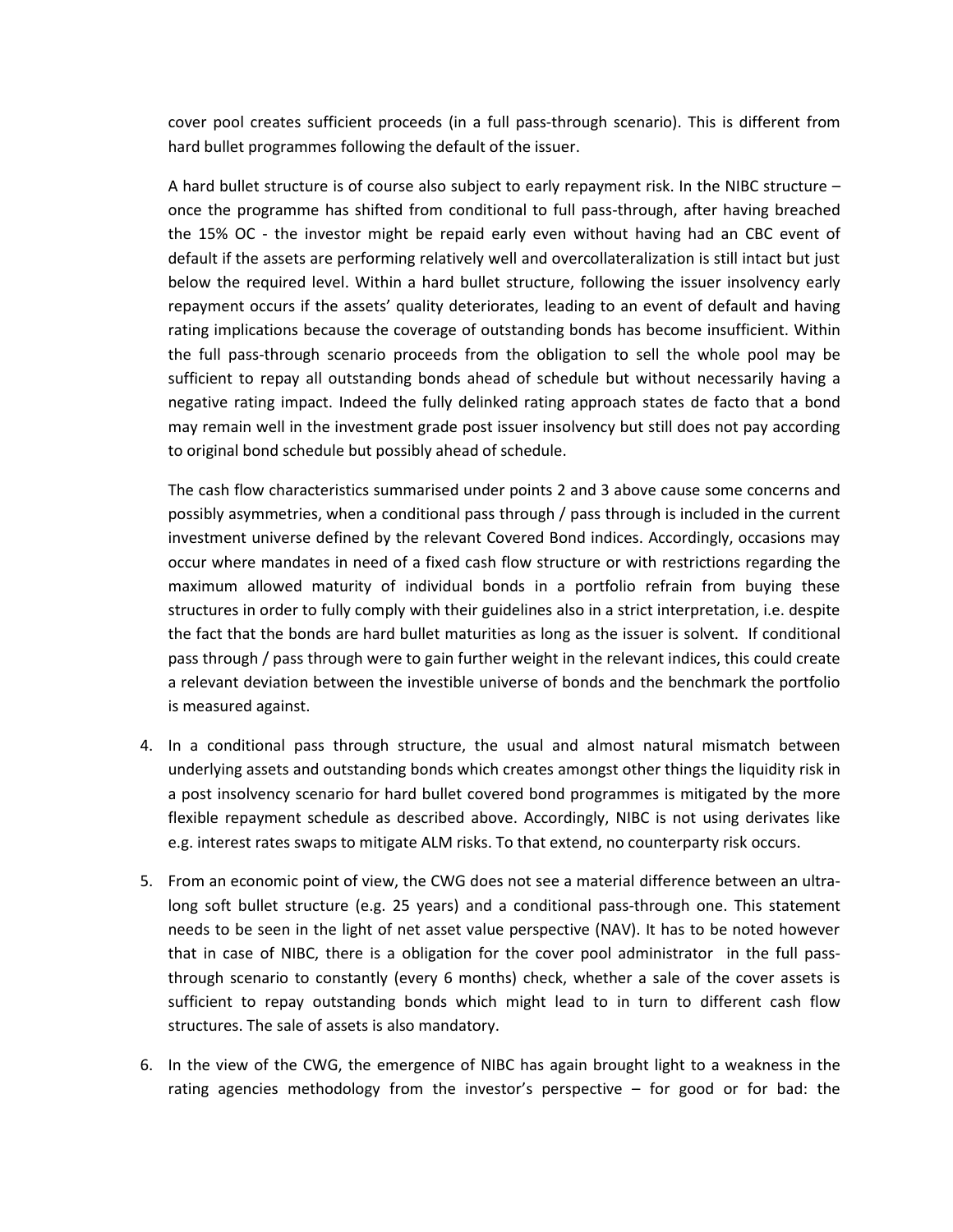cover pool creates sufficient proceeds (in a full pass-through scenario). This is different from hard bullet programmes following the default of the issuer.

A hard bullet structure is of course also subject to early repayment risk. In the NIBC structure – once the programme has shifted from conditional to full pass-through, after having breached the 15% OC - the investor might be repaid early even without having had an CBC event of default if the assets are performing relatively well and overcollateralization is still intact but just below the required level. Within a hard bullet structure, following the issuer insolvency early repayment occurs if the assets' quality deteriorates, leading to an event of default and having rating implications because the coverage of outstanding bonds has become insufficient. Within the full pass-through scenario proceeds from the obligation to sell the whole pool may be sufficient to repay all outstanding bonds ahead of schedule but without necessarily having a negative rating impact. Indeed the fully delinked rating approach states de facto that a bond may remain well in the investment grade post issuer insolvency but still does not pay according to original bond schedule but possibly ahead of schedule.

The cash flow characteristics summarised under points 2 and 3 above cause some concerns and possibly asymmetries, when a conditional pass through / pass through is included in the current investment universe defined by the relevant Covered Bond indices. Accordingly, occasions may occur where mandates in need of a fixed cash flow structure or with restrictions regarding the maximum allowed maturity of individual bonds in a portfolio refrain from buying these structures in order to fully comply with their guidelines also in a strict interpretation, i.e. despite the fact that the bonds are hard bullet maturities as long as the issuer is solvent. If conditional pass through / pass through were to gain further weight in the relevant indices, this could create a relevant deviation between the investible universe of bonds and the benchmark the portfolio is measured against.

4. In a conditional pass through structure, the usual and almost natural mismatch between underlying assets and outstanding bonds which creates amongst other things the liquidity risk in a post insolvency scenario for hard bullet covered bond programmes is mitigated by the more flexible repayment schedule as described above. Accordingly, NIBC is not using derivates like e.g. interest rates swaps to mitigate ALM risks. To that extend, no counterparty risk occurs.

5. From an economic point of view, the CWG does not see a material difference between an ultra-long soft bullet structure (e.g. 25 years) and a conditional pass-through one. This statement needs to be seen in the light of net asset value perspective (NAV). It has to be noted however that in case of NIBC, there is a obligation for the cover pool administrator in the full pass-through scenario to constantly (every 6 months) check, whether a sale of the cover assets is sufficient to repay outstanding bonds which might lead to in turn to different cash flow structures. The sale of assets is also mandatory.

6. In the view of the CWG, the emergence of NIBC has again brought light to a weakness in the rating agencies methodology from the investor's perspective – for good or for bad: the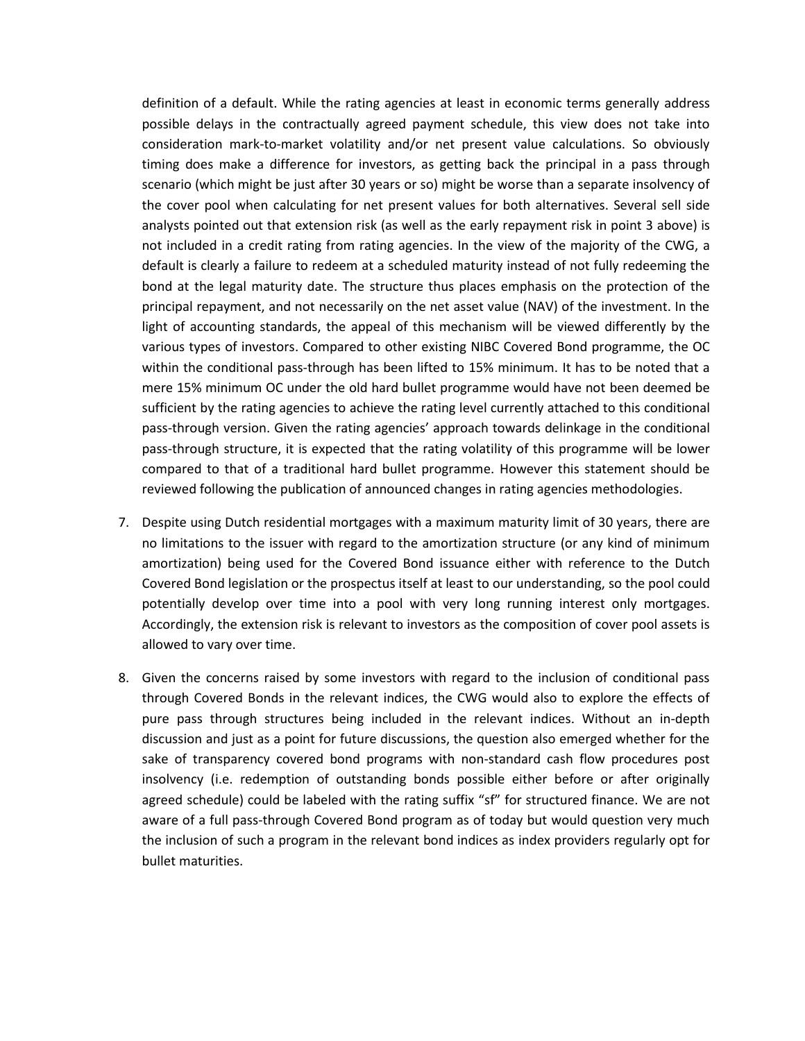definition of a default. While the rating agencies at least in economic terms generally address possible delays in the contractually agreed payment schedule, this view does not take into consideration mark-to-market volatility and/or net present value calculations. So obviously timing does make a difference for investors, as getting back the principal in a pass through scenario (which might be just after 30 years or so) might be worse than a separate insolvency of the cover pool when calculating for net present values for both alternatives. Several sell side analysts pointed out that extension risk (as well as the early repayment risk in point 3 above) is not included in a credit rating from rating agencies. In the view of the majority of the CWG, a default is clearly a failure to redeem at a scheduled maturity instead of not fully redeeming the bond at the legal maturity date. The structure thus places emphasis on the protection of the principal repayment, and not necessarily on the net asset value (NAV) of the investment. In the light of accounting standards, the appeal of this mechanism will be viewed differently by the various types of investors. Compared to other existing NIBC Covered Bond programme, the OC within the conditional pass-through has been lifted to 15% minimum. It has to be noted that a mere 15% minimum OC under the old hard bullet programme would have not been deemed be sufficient by the rating agencies to achieve the rating level currently attached to this conditional pass-through version. Given the rating agencies' approach towards delinkage in the conditional pass-through structure, it is expected that the rating volatility of this programme will be lower compared to that of a traditional hard bullet programme. However this statement should be reviewed following the publication of announced changes in rating agencies methodologies.

7. Despite using Dutch residential mortgages with a maximum maturity limit of 30 years, there are no limitations to the issuer with regard to the amortization structure (or any kind of minimum amortization) being used for the Covered Bond issuance either with reference to the Dutch Covered Bond legislation or the prospectus itself at least to our understanding, so the pool could potentially develop over time into a pool with very long running interest only mortgages. Accordingly, the extension risk is relevant to investors as the composition of cover pool assets is allowed to vary over time.

8. Given the concerns raised by some investors with regard to the inclusion of conditional pass through Covered Bonds in the relevant indices, the CWG would also to explore the effects of pure pass through structures being included in the relevant indices. Without an in-depth discussion and just as a point for future discussions, the question also emerged whether for the sake of transparency covered bond programs with non-standard cash flow procedures post insolvency (i.e. redemption of outstanding bonds possible either before or after originally agreed schedule) could be labeled with the rating suffix "sf" for structured finance. We are not aware of a full pass-through Covered Bond program as of today but would question very much the inclusion of such a program in the relevant bond indices as index providers regularly opt for bullet maturities.